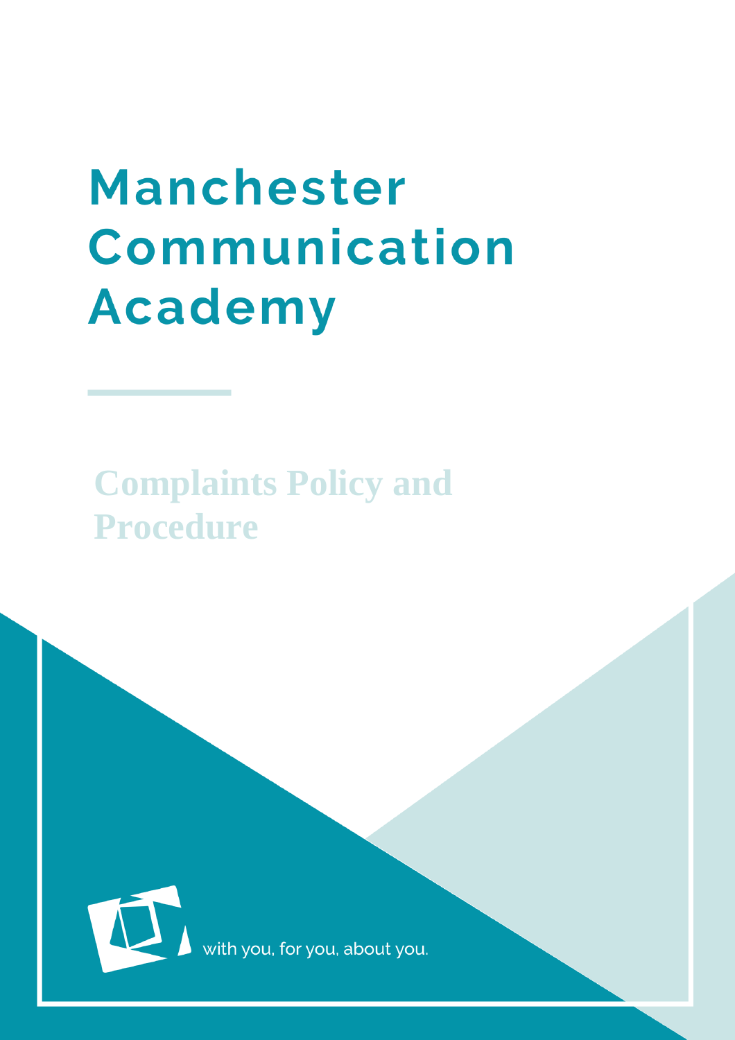# Manchester Communication Academy

## Complaints Policy and Procedure

with you, for you, about you.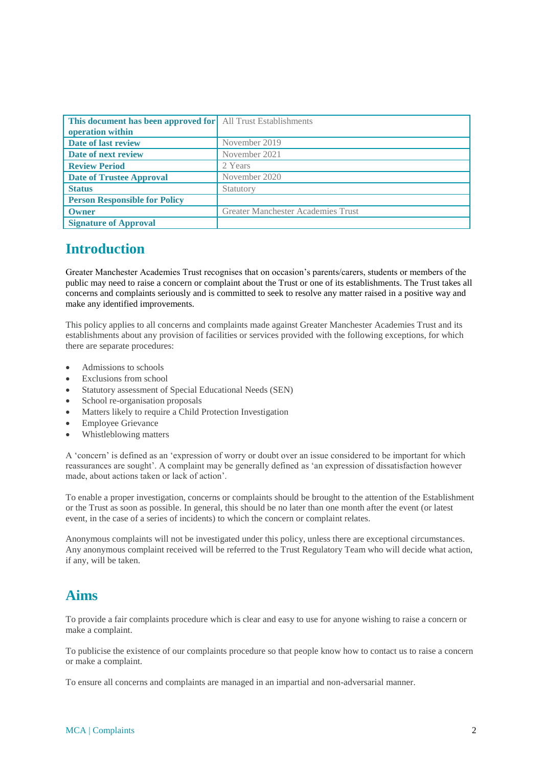| This document has been approved for operation within | All Trust Establishments |
| --- | --- |
| Date of last review | November 2019 |
| Date of next review | November 2021 |
| Review Period | 2 Years |
| Date of Trustee Approval | November 2020 |
| Status | Statutory |
| Person Responsible for Policy | |
| Owner | Greater Manchester Academies Trust |
| Signature of Approval | |

# Introduction

Greater Manchester Academies Trust recognises that on occasion's parents/carers, students or members of the public may need to raise a concern or complaint about the Trust or one of its establishments. The Trust takes all concerns and complaints seriously and is committed to seek to resolve any matter raised in a positive way and make any identified improvements.

This policy applies to all concerns and complaints made against Greater Manchester Academies Trust and its establishments about any provision of facilities or services provided with the following exceptions, for which there are separate procedures:

- Admissions to schools
- Exclusions from school
- Statutory assessment of Special Educational Needs (SEN)
- School re-organisation proposals
- Matters likely to require a Child Protection Investigation
- Employee Grievance
- Whistleblowing matters

A 'concern' is defined as an 'expression of worry or doubt over an issue considered to be important for which reassurances are sought'. A complaint may be generally defined as 'an expression of dissatisfaction however made, about actions taken or lack of action'.

To enable a proper investigation, concerns or complaints should be brought to the attention of the Establishment or the Trust as soon as possible. In general, this should be no later than one month after the event (or latest event, in the case of a series of incidents) to which the concern or complaint relates.

Anonymous complaints will not be investigated under this policy, unless there are exceptional circumstances. Any anonymous complaint received will be referred to the Trust Regulatory Team who will decide what action, if any, will be taken.

# Aims

To provide a fair complaints procedure which is clear and easy to use for anyone wishing to raise a concern or make a complaint.

To publicise the existence of our complaints procedure so that people know how to contact us to raise a concern or make a complaint.

To ensure all concerns and complaints are managed in an impartial and non-adversarial manner.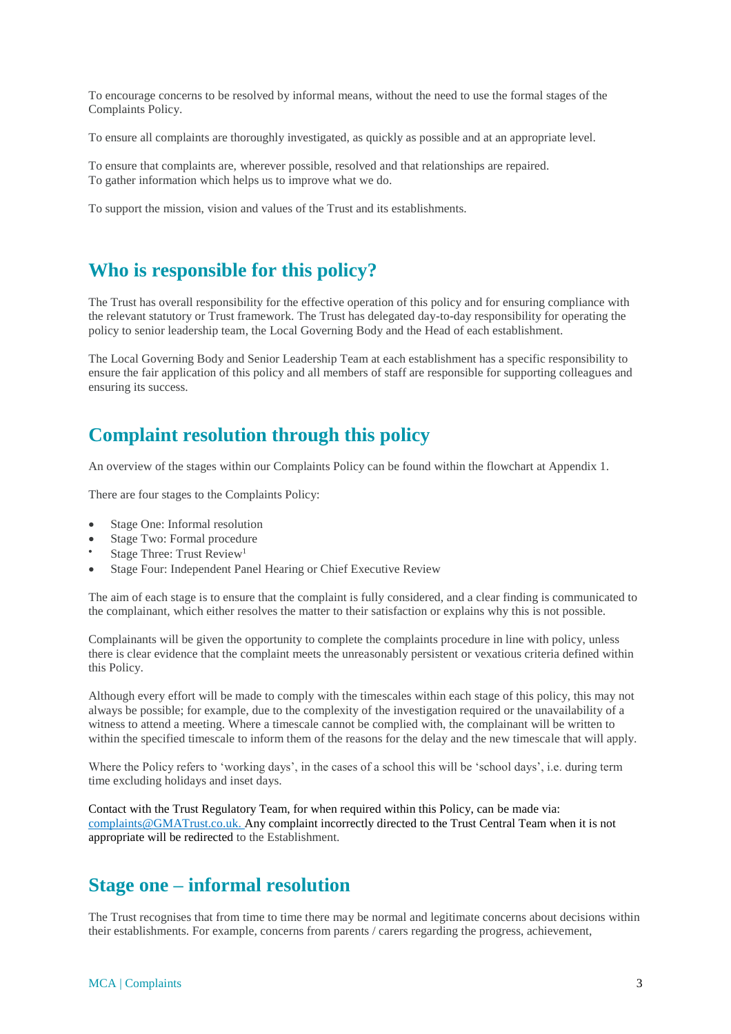To encourage concerns to be resolved by informal means, without the need to use the formal stages of the Complaints Policy.

To ensure all complaints are thoroughly investigated, as quickly as possible and at an appropriate level.

To ensure that complaints are, wherever possible, resolved and that relationships are repaired.
To gather information which helps us to improve what we do.

To support the mission, vision and values of the Trust and its establishments.

## Who is responsible for this policy?

The Trust has overall responsibility for the effective operation of this policy and for ensuring compliance with the relevant statutory or Trust framework. The Trust has delegated day-to-day responsibility for operating the policy to senior leadership team, the Local Governing Body and the Head of each establishment.

The Local Governing Body and Senior Leadership Team at each establishment has a specific responsibility to ensure the fair application of this policy and all members of staff are responsible for supporting colleagues and ensuring its success.

## Complaint resolution through this policy

An overview of the stages within our Complaints Policy can be found within the flowchart at Appendix 1.

There are four stages to the Complaints Policy:

- Stage One: Informal resolution
- Stage Two: Formal procedure
- Stage Three: Trust Review[1]
- Stage Four: Independent Panel Hearing or Chief Executive Review

The aim of each stage is to ensure that the complaint is fully considered, and a clear finding is communicated to the complainant, which either resolves the matter to their satisfaction or explains why this is not possible.

Complainants will be given the opportunity to complete the complaints procedure in line with policy, unless there is clear evidence that the complaint meets the unreasonably persistent or vexatious criteria defined within this Policy.

Although every effort will be made to comply with the timescales within each stage of this policy, this may not always be possible; for example, due to the complexity of the investigation required or the unavailability of a witness to attend a meeting. Where a timescale cannot be complied with, the complainant will be written to within the specified timescale to inform them of the reasons for the delay and the new timescale that will apply.

Where the Policy refers to 'working days', in the cases of a school this will be 'school days', i.e. during term time excluding holidays and inset days.

Contact with the Trust Regulatory Team, for when required within this Policy, can be made via: complaints@GMATrust.co.uk. Any complaint incorrectly directed to the Trust Central Team when it is not appropriate will be redirected to the Establishment.

## Stage one – informal resolution

The Trust recognises that from time to time there may be normal and legitimate concerns about decisions within their establishments. For example, concerns from parents / carers regarding the progress, achievement,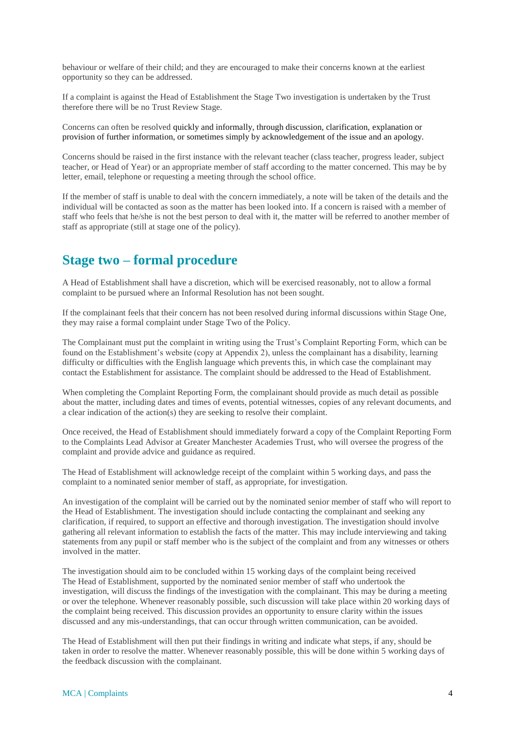behaviour or welfare of their child; and they are encouraged to make their concerns known at the earliest opportunity so they can be addressed.

If a complaint is against the Head of Establishment the Stage Two investigation is undertaken by the Trust therefore there will be no Trust Review Stage.

Concerns can often be resolved quickly and informally, through discussion, clarification, explanation or provision of further information, or sometimes simply by acknowledgement of the issue and an apology.

Concerns should be raised in the first instance with the relevant teacher (class teacher, progress leader, subject teacher, or Head of Year) or an appropriate member of staff according to the matter concerned. This may be by letter, email, telephone or requesting a meeting through the school office.

If the member of staff is unable to deal with the concern immediately, a note will be taken of the details and the individual will be contacted as soon as the matter has been looked into. If a concern is raised with a member of staff who feels that he/she is not the best person to deal with it, the matter will be referred to another member of staff as appropriate (still at stage one of the policy).

## Stage two – formal procedure

A Head of Establishment shall have a discretion, which will be exercised reasonably, not to allow a formal complaint to be pursued where an Informal Resolution has not been sought.

If the complainant feels that their concern has not been resolved during informal discussions within Stage One, they may raise a formal complaint under Stage Two of the Policy.

The Complainant must put the complaint in writing using the Trust's Complaint Reporting Form, which can be found on the Establishment's website (copy at Appendix 2), unless the complainant has a disability, learning difficulty or difficulties with the English language which prevents this, in which case the complainant may contact the Establishment for assistance. The complaint should be addressed to the Head of Establishment.

When completing the Complaint Reporting Form, the complainant should provide as much detail as possible about the matter, including dates and times of events, potential witnesses, copies of any relevant documents, and a clear indication of the action(s) they are seeking to resolve their complaint.

Once received, the Head of Establishment should immediately forward a copy of the Complaint Reporting Form to the Complaints Lead Advisor at Greater Manchester Academies Trust, who will oversee the progress of the complaint and provide advice and guidance as required.

The Head of Establishment will acknowledge receipt of the complaint within 5 working days, and pass the complaint to a nominated senior member of staff, as appropriate, for investigation.

An investigation of the complaint will be carried out by the nominated senior member of staff who will report to the Head of Establishment. The investigation should include contacting the complainant and seeking any clarification, if required, to support an effective and thorough investigation. The investigation should involve gathering all relevant information to establish the facts of the matter. This may include interviewing and taking statements from any pupil or staff member who is the subject of the complaint and from any witnesses or others involved in the matter.

The investigation should aim to be concluded within 15 working days of the complaint being received
The Head of Establishment, supported by the nominated senior member of staff who undertook the investigation, will discuss the findings of the investigation with the complainant. This may be during a meeting or over the telephone. Whenever reasonably possible, such discussion will take place within 20 working days of the complaint being received. This discussion provides an opportunity to ensure clarity within the issues discussed and any mis-understandings, that can occur through written communication, can be avoided.

The Head of Establishment will then put their findings in writing and indicate what steps, if any, should be taken in order to resolve the matter. Whenever reasonably possible, this will be done within 5 working days of the feedback discussion with the complainant.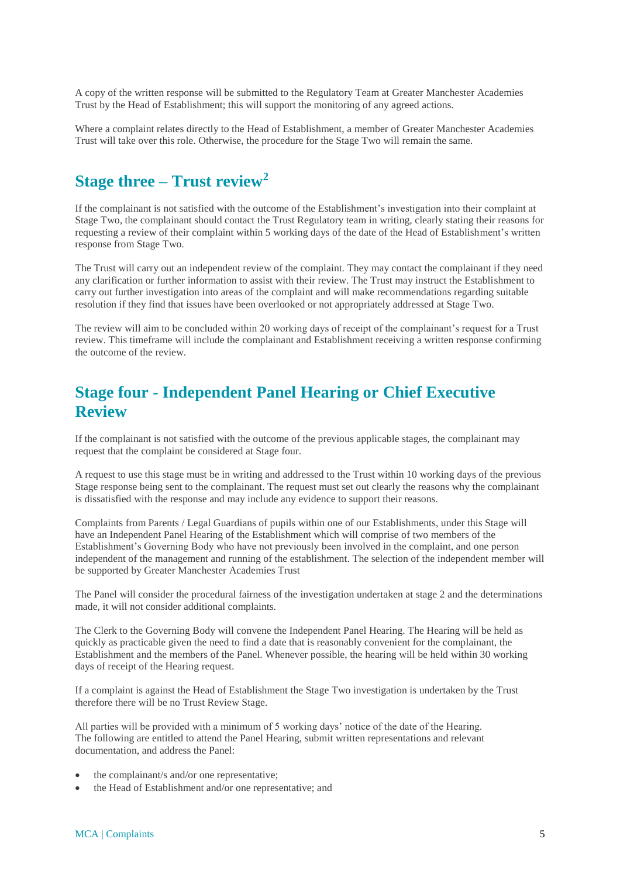A copy of the written response will be submitted to the Regulatory Team at Greater Manchester Academies Trust by the Head of Establishment; this will support the monitoring of any agreed actions.

Where a complaint relates directly to the Head of Establishment, a member of Greater Manchester Academies Trust will take over this role. Otherwise, the procedure for the Stage Two will remain the same.

## Stage three – Trust review[2]

If the complainant is not satisfied with the outcome of the Establishment's investigation into their complaint at Stage Two, the complainant should contact the Trust Regulatory team in writing, clearly stating their reasons for requesting a review of their complaint within 5 working days of the date of the Head of Establishment's written response from Stage Two.

The Trust will carry out an independent review of the complaint. They may contact the complainant if they need any clarification or further information to assist with their review. The Trust may instruct the Establishment to carry out further investigation into areas of the complaint and will make recommendations regarding suitable resolution if they find that issues have been overlooked or not appropriately addressed at Stage Two.

The review will aim to be concluded within 20 working days of receipt of the complainant's request for a Trust review. This timeframe will include the complainant and Establishment receiving a written response confirming the outcome of the review.

## Stage four - Independent Panel Hearing or Chief Executive Review

If the complainant is not satisfied with the outcome of the previous applicable stages, the complainant may request that the complaint be considered at Stage four.

A request to use this stage must be in writing and addressed to the Trust within 10 working days of the previous Stage response being sent to the complainant. The request must set out clearly the reasons why the complainant is dissatisfied with the response and may include any evidence to support their reasons.

Complaints from Parents / Legal Guardians of pupils within one of our Establishments, under this Stage will have an Independent Panel Hearing of the Establishment which will comprise of two members of the Establishment's Governing Body who have not previously been involved in the complaint, and one person independent of the management and running of the establishment. The selection of the independent member will be supported by Greater Manchester Academies Trust

The Panel will consider the procedural fairness of the investigation undertaken at stage 2 and the determinations made, it will not consider additional complaints.

The Clerk to the Governing Body will convene the Independent Panel Hearing. The Hearing will be held as quickly as practicable given the need to find a date that is reasonably convenient for the complainant, the Establishment and the members of the Panel. Whenever possible, the hearing will be held within 30 working days of receipt of the Hearing request.

If a complaint is against the Head of Establishment the Stage Two investigation is undertaken by the Trust therefore there will be no Trust Review Stage.

All parties will be provided with a minimum of 5 working days' notice of the date of the Hearing.
The following are entitled to attend the Panel Hearing, submit written representations and relevant documentation, and address the Panel:

- the complainant/s and/or one representative;
- the Head of Establishment and/or one representative; and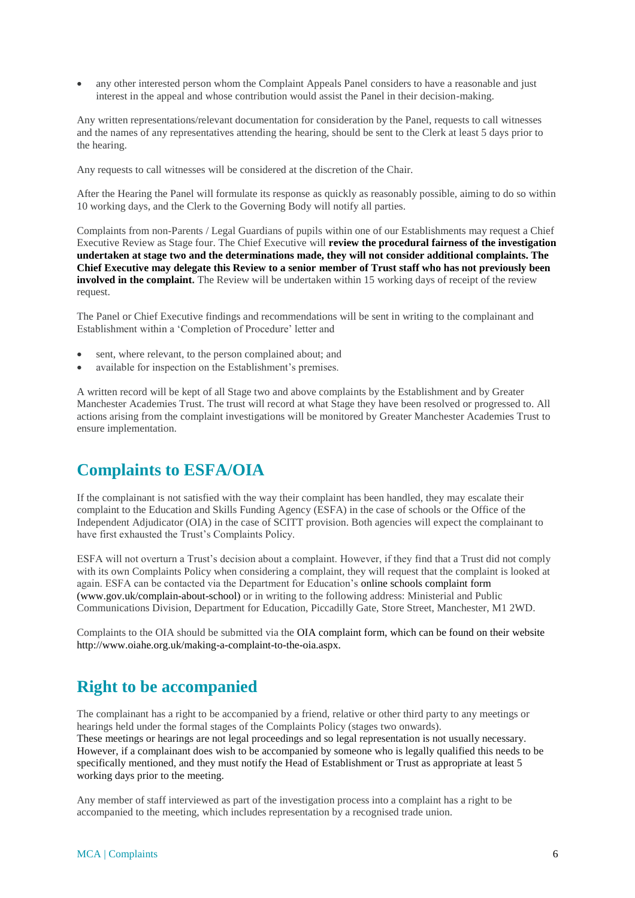- any other interested person whom the Complaint Appeals Panel considers to have a reasonable and just interest in the appeal and whose contribution would assist the Panel in their decision-making.

Any written representations/relevant documentation for consideration by the Panel, requests to call witnesses and the names of any representatives attending the hearing, should be sent to the Clerk at least 5 days prior to the hearing.

Any requests to call witnesses will be considered at the discretion of the Chair.

After the Hearing the Panel will formulate its response as quickly as reasonably possible, aiming to do so within 10 working days, and the Clerk to the Governing Body will notify all parties.

Complaints from non-Parents / Legal Guardians of pupils within one of our Establishments may request a Chief Executive Review as Stage four. The Chief Executive will **review the procedural fairness of the investigation undertaken at stage two and the determinations made, they will not consider additional complaints. The Chief Executive may delegate this Review to a senior member of Trust staff who has not previously been involved in the complaint.** The Review will be undertaken within 15 working days of receipt of the review request.

The Panel or Chief Executive findings and recommendations will be sent in writing to the complainant and Establishment within a 'Completion of Procedure' letter and

- sent, where relevant, to the person complained about; and
- available for inspection on the Establishment's premises.

A written record will be kept of all Stage two and above complaints by the Establishment and by Greater Manchester Academies Trust. The trust will record at what Stage they have been resolved or progressed to. All actions arising from the complaint investigations will be monitored by Greater Manchester Academies Trust to ensure implementation.

## Complaints to ESFA/OIA

If the complainant is not satisfied with the way their complaint has been handled, they may escalate their complaint to the Education and Skills Funding Agency (ESFA) in the case of schools or the Office of the Independent Adjudicator (OIA) in the case of SCITT provision. Both agencies will expect the complainant to have first exhausted the Trust's Complaints Policy.

ESFA will not overturn a Trust's decision about a complaint. However, if they find that a Trust did not comply with its own Complaints Policy when considering a complaint, they will request that the complaint is looked at again. ESFA can be contacted via the Department for Education's online schools complaint form (www.gov.uk/complain-about-school) or in writing to the following address: Ministerial and Public Communications Division, Department for Education, Piccadilly Gate, Store Street, Manchester, M1 2WD.

Complaints to the OIA should be submitted via the OIA complaint form, which can be found on their website http://www.oiahe.org.uk/making-a-complaint-to-the-oia.aspx.

## Right to be accompanied

The complainant has a right to be accompanied by a friend, relative or other third party to any meetings or hearings held under the formal stages of the Complaints Policy (stages two onwards). These meetings or hearings are not legal proceedings and so legal representation is not usually necessary. However, if a complainant does wish to be accompanied by someone who is legally qualified this needs to be specifically mentioned, and they must notify the Head of Establishment or Trust as appropriate at least 5 working days prior to the meeting.

Any member of staff interviewed as part of the investigation process into a complaint has a right to be accompanied to the meeting, which includes representation by a recognised trade union.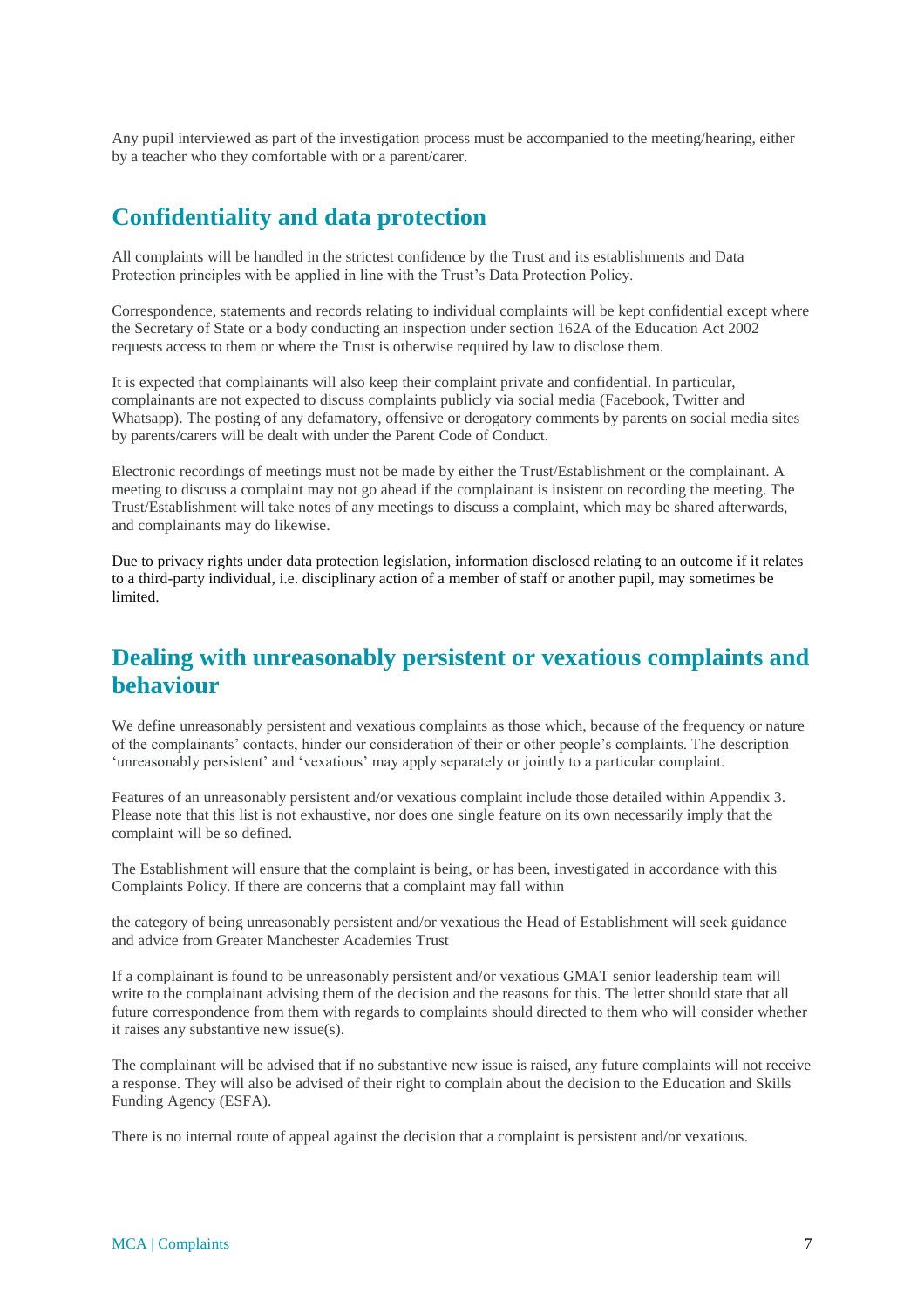Any pupil interviewed as part of the investigation process must be accompanied to the meeting/hearing, either by a teacher who they comfortable with or a parent/carer.

## Confidentiality and data protection

All complaints will be handled in the strictest confidence by the Trust and its establishments and Data Protection principles with be applied in line with the Trust's Data Protection Policy.

Correspondence, statements and records relating to individual complaints will be kept confidential except where the Secretary of State or a body conducting an inspection under section 162A of the Education Act 2002 requests access to them or where the Trust is otherwise required by law to disclose them.

It is expected that complainants will also keep their complaint private and confidential. In particular, complainants are not expected to discuss complaints publicly via social media (Facebook, Twitter and Whatsapp). The posting of any defamatory, offensive or derogatory comments by parents on social media sites by parents/carers will be dealt with under the Parent Code of Conduct.

Electronic recordings of meetings must not be made by either the Trust/Establishment or the complainant. A meeting to discuss a complaint may not go ahead if the complainant is insistent on recording the meeting. The Trust/Establishment will take notes of any meetings to discuss a complaint, which may be shared afterwards, and complainants may do likewise.

Due to privacy rights under data protection legislation, information disclosed relating to an outcome if it relates to a third-party individual, i.e. disciplinary action of a member of staff or another pupil, may sometimes be limited.

## Dealing with unreasonably persistent or vexatious complaints and behaviour

We define unreasonably persistent and vexatious complaints as those which, because of the frequency or nature of the complainants' contacts, hinder our consideration of their or other people's complaints. The description 'unreasonably persistent' and 'vexatious' may apply separately or jointly to a particular complaint.

Features of an unreasonably persistent and/or vexatious complaint include those detailed within Appendix 3. Please note that this list is not exhaustive, nor does one single feature on its own necessarily imply that the complaint will be so defined.

The Establishment will ensure that the complaint is being, or has been, investigated in accordance with this Complaints Policy. If there are concerns that a complaint may fall within

the category of being unreasonably persistent and/or vexatious the Head of Establishment will seek guidance and advice from Greater Manchester Academies Trust

If a complainant is found to be unreasonably persistent and/or vexatious GMAT senior leadership team will write to the complainant advising them of the decision and the reasons for this. The letter should state that all future correspondence from them with regards to complaints should directed to them who will consider whether it raises any substantive new issue(s).

The complainant will be advised that if no substantive new issue is raised, any future complaints will not receive a response. They will also be advised of their right to complain about the decision to the Education and Skills Funding Agency (ESFA).

There is no internal route of appeal against the decision that a complaint is persistent and/or vexatious.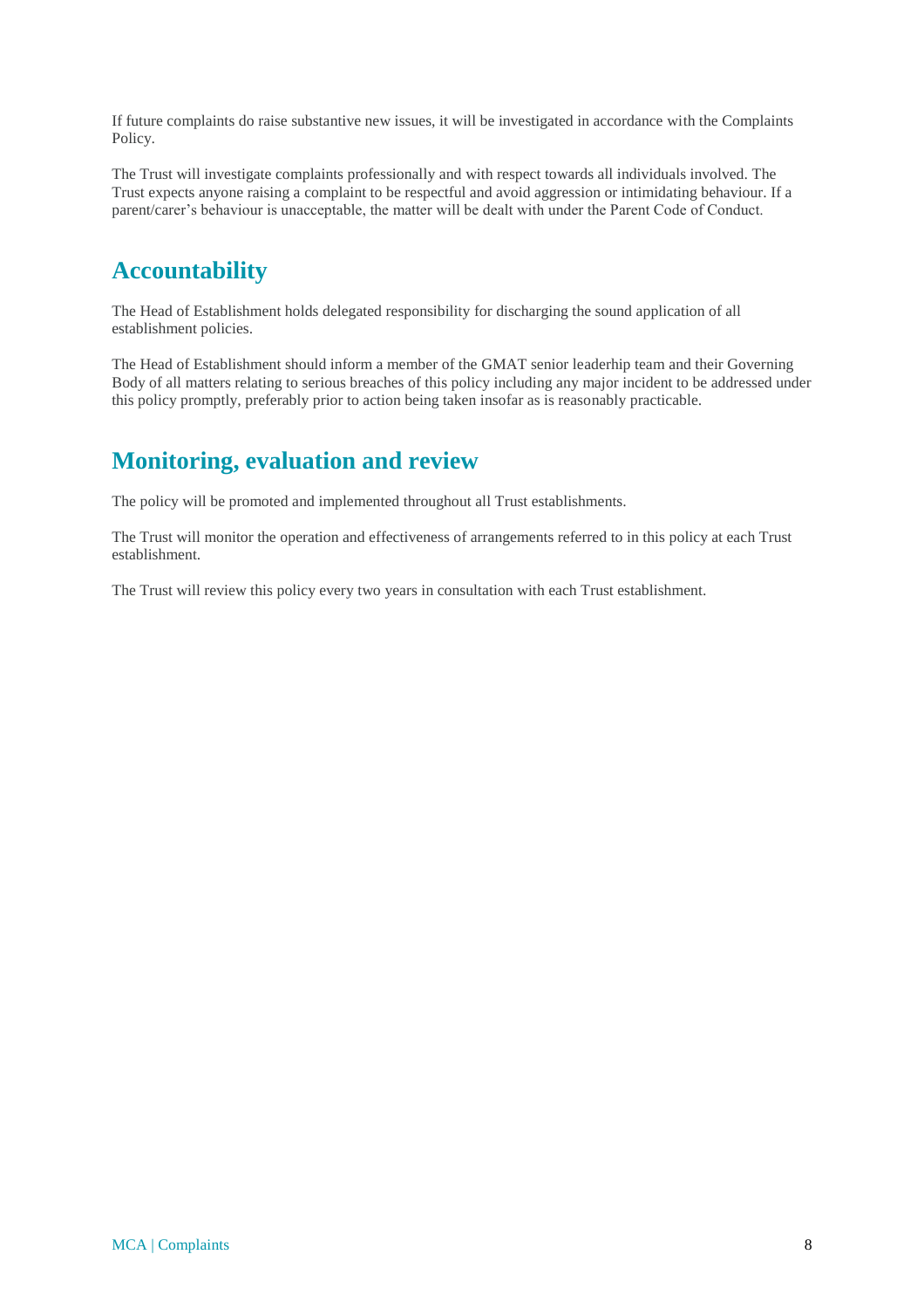If future complaints do raise substantive new issues, it will be investigated in accordance with the Complaints Policy.

The Trust will investigate complaints professionally and with respect towards all individuals involved. The Trust expects anyone raising a complaint to be respectful and avoid aggression or intimidating behaviour. If a parent/carer's behaviour is unacceptable, the matter will be dealt with under the Parent Code of Conduct.

## Accountability

The Head of Establishment holds delegated responsibility for discharging the sound application of all establishment policies.

The Head of Establishment should inform a member of the GMAT senior leaderhip team and their Governing Body of all matters relating to serious breaches of this policy including any major incident to be addressed under this policy promptly, preferably prior to action being taken insofar as is reasonably practicable.

## Monitoring, evaluation and review

The policy will be promoted and implemented throughout all Trust establishments.

The Trust will monitor the operation and effectiveness of arrangements referred to in this policy at each Trust establishment.

The Trust will review this policy every two years in consultation with each Trust establishment.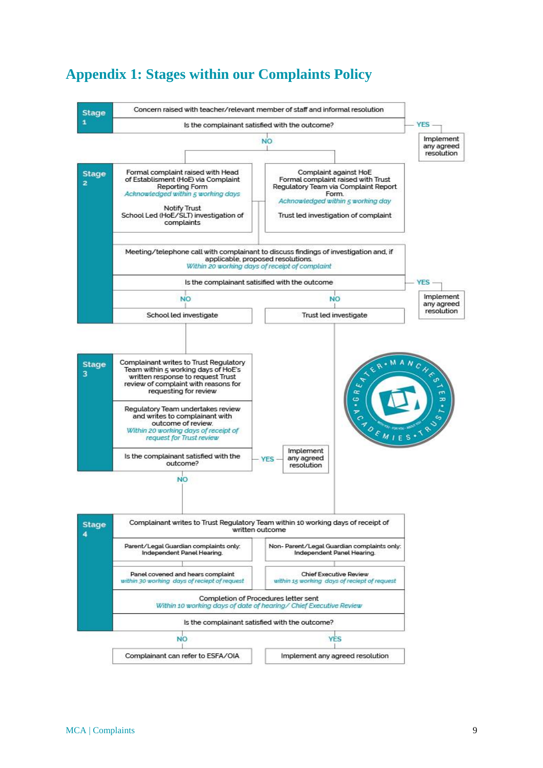# Appendix 1: Stages within our Complaints Policy

**Stage 1**

Concern raised with teacher/relevant member of staff and informal resolution

Is the complainant satisfied with the outcome?

- YES → Implement any agreed resolution
- NO → Stage 2

**Stage 2**

| Formal complaint raised with Head of Establishment (HoE) via Complaint Reporting Form | Complaint against HoE Formal complaint raised with Trust Regulatory Team via Complaint Report Form. |
|---|---|
| *Acknowledged within 5 working days* | *Acknowledged within 5 working day* |
| Notify Trust School Led (HoE/SLT) investigation of complaints | Trust led investigation of complaint |

Meeting/telephone call with complainant to discuss findings of investigation and, if applicable, proposed resolutions.
*Within 20 working days of receipt of complaint*

Is the complainant satisified with the outcome

- YES → Implement any agreed resolution
- NO → School led investigate (→ Stage 3)
- NO → Trust led investigate (→ Stage 4)

**Stage 3**

Complainant writes to Trust Regulatory Team within 5 working days of HoE's written response to request Trust review of complaint with reasons for requesting for review

Regulatory Team undertakes review and writes to complainant with outcome of review.
*Within 20 working days of receipt of request for Trust review*

Is the complainant satisfied with the outcome?

- YES → Implement any agreed resolution
- NO → Stage 4

**Stage 4**

Complainant writes to Trust Regulatory Team within 10 working days of receipt of written outcome

| Parent/Legal Guardian complaints only: Independent Panel Hearing. | Non- Parent/Legal Guardian complaints only: Independent Panel Hearing. |
|---|---|
| Panel covened and hears complaint *within 30 working days of reciept of request* | Chief Executive Review *within 15 working days of reciept of request* |

Completion of Procedures letter sent
*Within 10 working days of date of hearing/ Chief Executive Review*

Is the complainant satisfied with the outcome?

- NO → Complainant can refer to ESFA/OIA
- YES → Implement any agreed resolution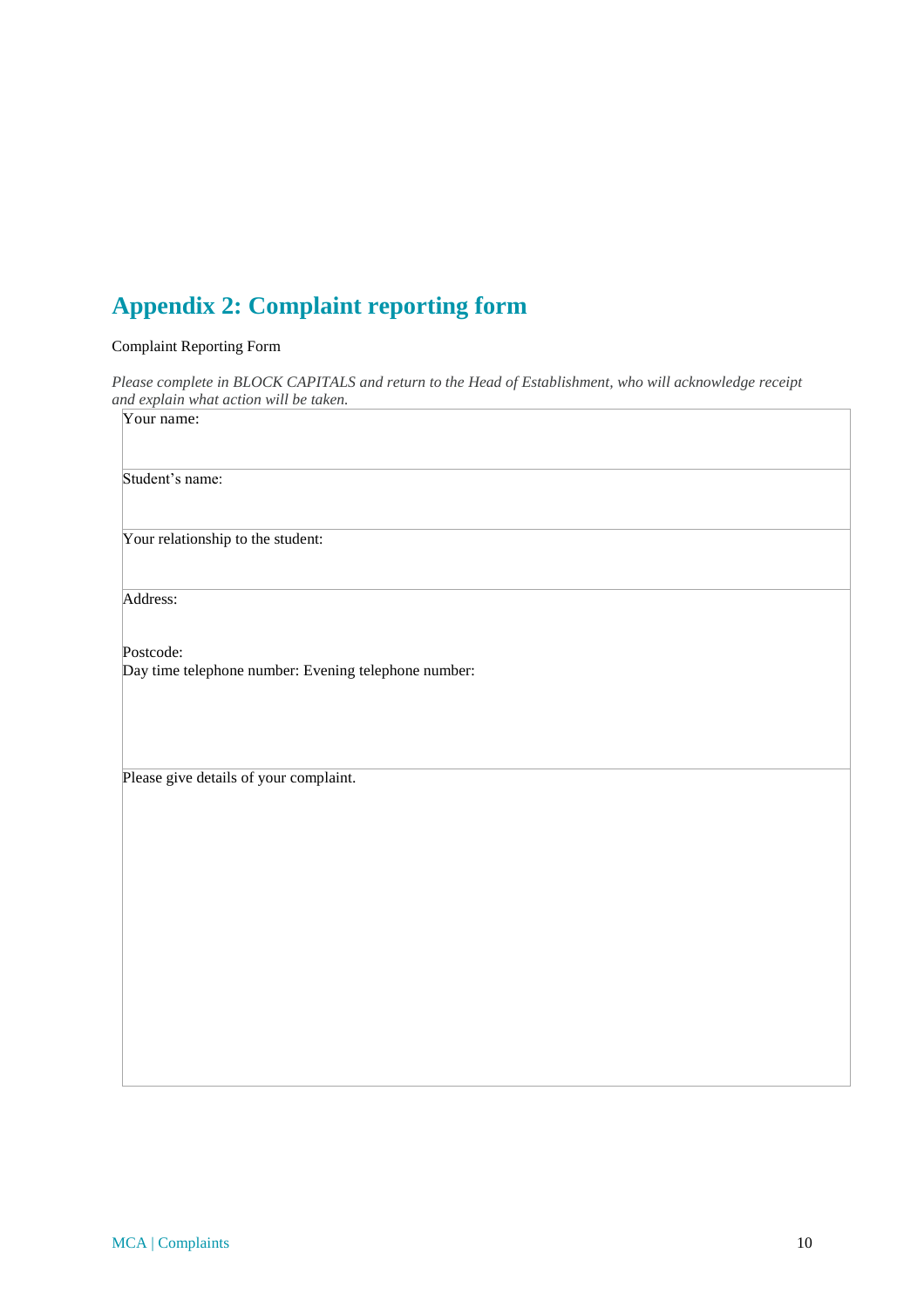## Appendix 2: Complaint reporting form

Complaint Reporting Form

*Please complete in BLOCK CAPITALS and return to the Head of Establishment, who will acknowledge receipt and explain what action will be taken.*

| Your name: |
|---|
| Student's name: |
| Your relationship to the student: |
| Address:<br><br>Postcode:<br>Day time telephone number: Evening telephone number: |
| Please give details of your complaint. |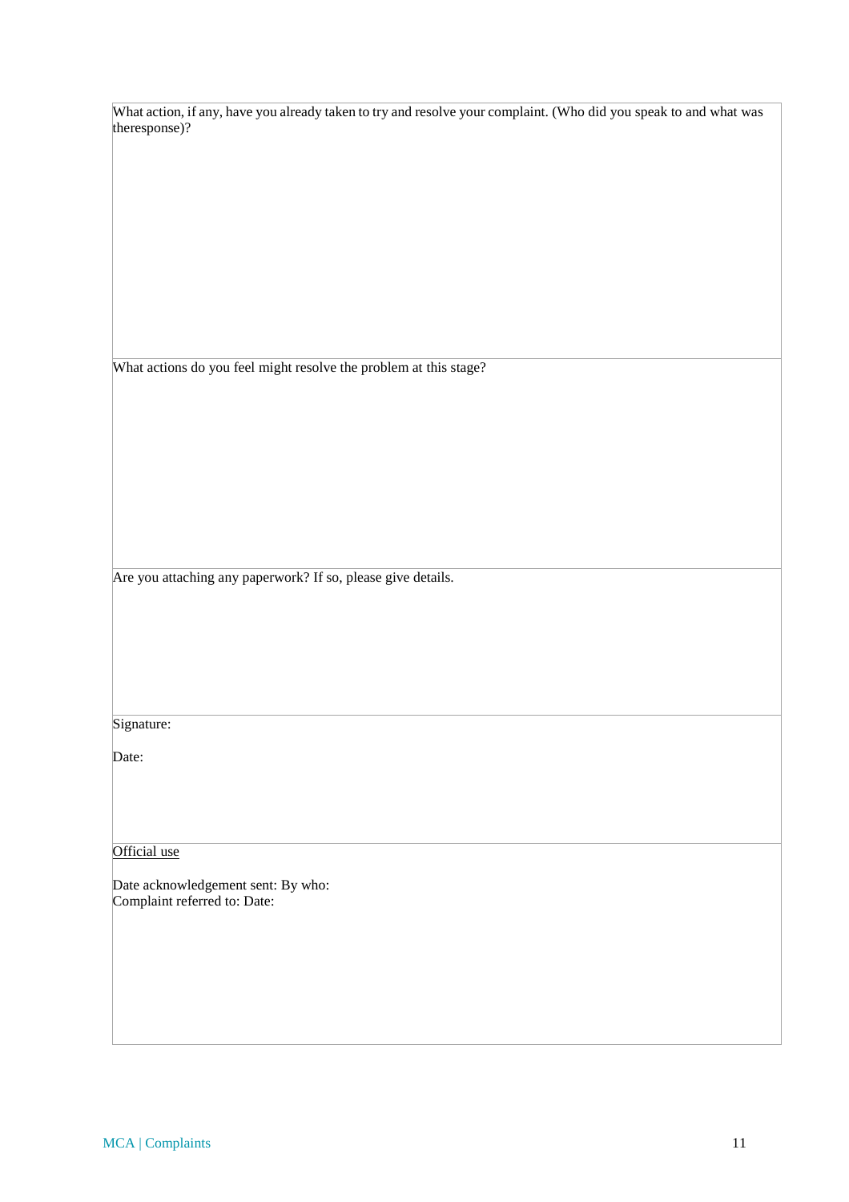| What action, if any, have you already taken to try and resolve your complaint. (Who did you speak to and what was theresponse)? |
| --- |
| What actions do you feel might resolve the problem at this stage? |
| Are you attaching any paperwork? If so, please give details. |
| Signature:<br><br>Date: |
| Official use<br><br>Date acknowledgement sent: By who:<br>Complaint referred to: Date: |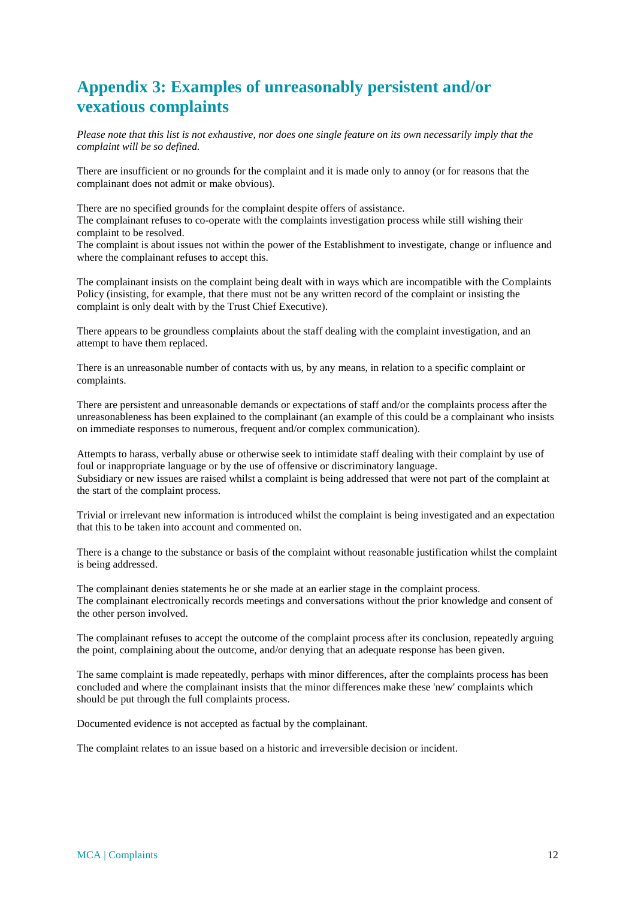# Appendix 3: Examples of unreasonably persistent and/or vexatious complaints

*Please note that this list is not exhaustive, nor does one single feature on its own necessarily imply that the complaint will be so defined.*

There are insufficient or no grounds for the complaint and it is made only to annoy (or for reasons that the complainant does not admit or make obvious).

There are no specified grounds for the complaint despite offers of assistance.
The complainant refuses to co-operate with the complaints investigation process while still wishing their complaint to be resolved.
The complaint is about issues not within the power of the Establishment to investigate, change or influence and where the complainant refuses to accept this.

The complainant insists on the complaint being dealt with in ways which are incompatible with the Complaints Policy (insisting, for example, that there must not be any written record of the complaint or insisting the complaint is only dealt with by the Trust Chief Executive).

There appears to be groundless complaints about the staff dealing with the complaint investigation, and an attempt to have them replaced.

There is an unreasonable number of contacts with us, by any means, in relation to a specific complaint or complaints.

There are persistent and unreasonable demands or expectations of staff and/or the complaints process after the unreasonableness has been explained to the complainant (an example of this could be a complainant who insists on immediate responses to numerous, frequent and/or complex communication).

Attempts to harass, verbally abuse or otherwise seek to intimidate staff dealing with their complaint by use of foul or inappropriate language or by the use of offensive or discriminatory language.
Subsidiary or new issues are raised whilst a complaint is being addressed that were not part of the complaint at the start of the complaint process.

Trivial or irrelevant new information is introduced whilst the complaint is being investigated and an expectation that this to be taken into account and commented on.

There is a change to the substance or basis of the complaint without reasonable justification whilst the complaint is being addressed.

The complainant denies statements he or she made at an earlier stage in the complaint process.
The complainant electronically records meetings and conversations without the prior knowledge and consent of the other person involved.

The complainant refuses to accept the outcome of the complaint process after its conclusion, repeatedly arguing the point, complaining about the outcome, and/or denying that an adequate response has been given.

The same complaint is made repeatedly, perhaps with minor differences, after the complaints process has been concluded and where the complainant insists that the minor differences make these 'new' complaints which should be put through the full complaints process.

Documented evidence is not accepted as factual by the complainant.

The complaint relates to an issue based on a historic and irreversible decision or incident.